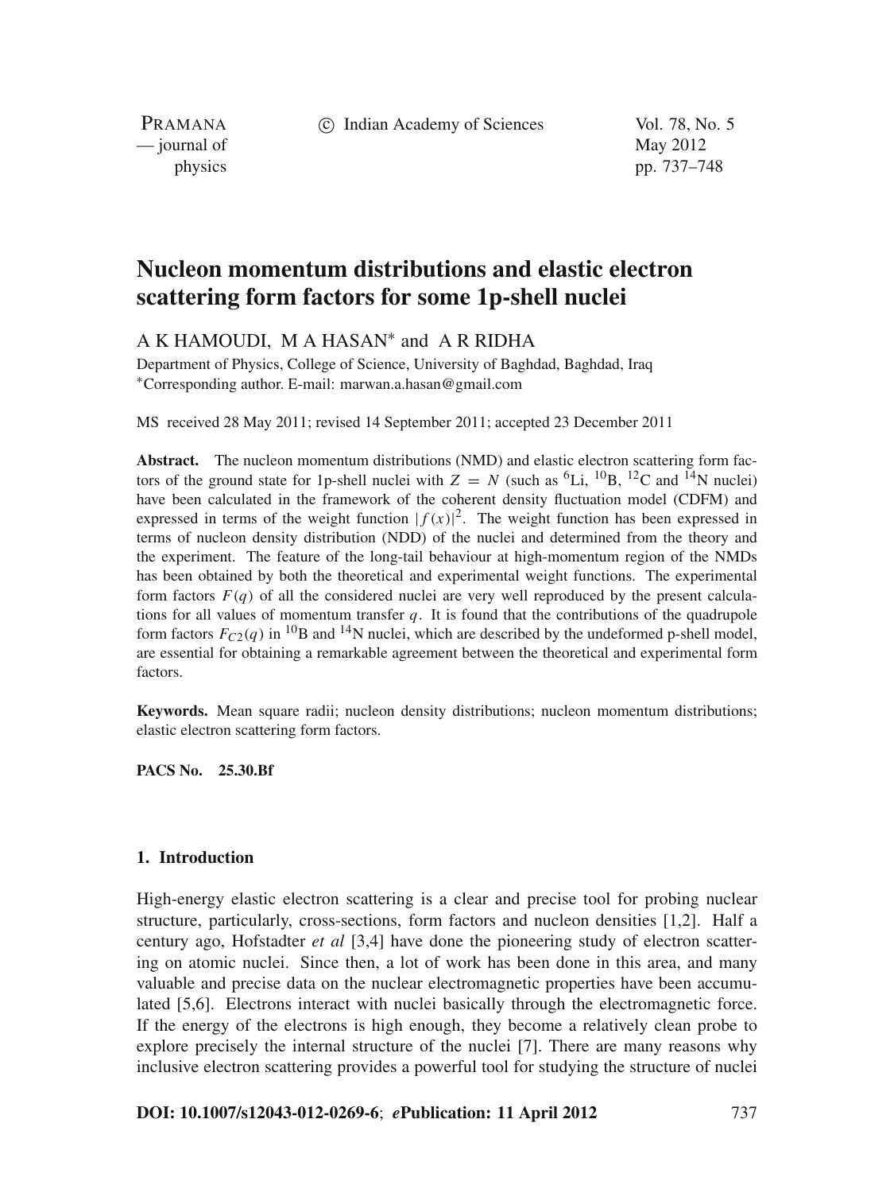# Nucleon momentum distributions and elastic electron scattering form factors for some 1p-shell nuclei

A K HAMOUDI, M A HASAN* and A R RIDHA

Department of Physics, College of Science, University of Baghdad, Baghdad, Iraq
*Corresponding author. E-mail: marwan.a.hasan@gmail.com

MS received 28 May 2011; revised 14 September 2011; accepted 23 December 2011

**Abstract.** The nucleon momentum distributions (NMD) and elastic electron scattering form factors of the ground state for 1p-shell nuclei with $Z = N$ (such as $^{6}$Li, $^{10}$B, $^{12}$C and $^{14}$N nuclei) have been calculated in the framework of the coherent density fluctuation model (CDFM) and expressed in terms of the weight function $|f(x)|^2$. The weight function has been expressed in terms of nucleon density distribution (NDD) of the nuclei and determined from the theory and the experiment. The feature of the long-tail behaviour at high-momentum region of the NMDs has been obtained by both the theoretical and experimental weight functions. The experimental form factors $F(q)$ of all the considered nuclei are very well reproduced by the present calculations for all values of momentum transfer $q$. It is found that the contributions of the quadrupole form factors $F_{C2}(q)$ in $^{10}$B and $^{14}$N nuclei, which are described by the undeformed p-shell model, are essential for obtaining a remarkable agreement between the theoretical and experimental form factors.

**Keywords.** Mean square radii; nucleon density distributions; nucleon momentum distributions; elastic electron scattering form factors.

**PACS No.** **25.30.Bf**

## 1. Introduction

High-energy elastic electron scattering is a clear and precise tool for probing nuclear structure, particularly, cross-sections, form factors and nucleon densities [1,2]. Half a century ago, Hofstadter *et al* [3,4] have done the pioneering study of electron scattering on atomic nuclei. Since then, a lot of work has been done in this area, and many valuable and precise data on the nuclear electromagnetic properties have been accumulated [5,6]. Electrons interact with nuclei basically through the electromagnetic force. If the energy of the electrons is high enough, they become a relatively clean probe to explore precisely the internal structure of the nuclei [7]. There are many reasons why inclusive electron scattering provides a powerful tool for studying the structure of nuclei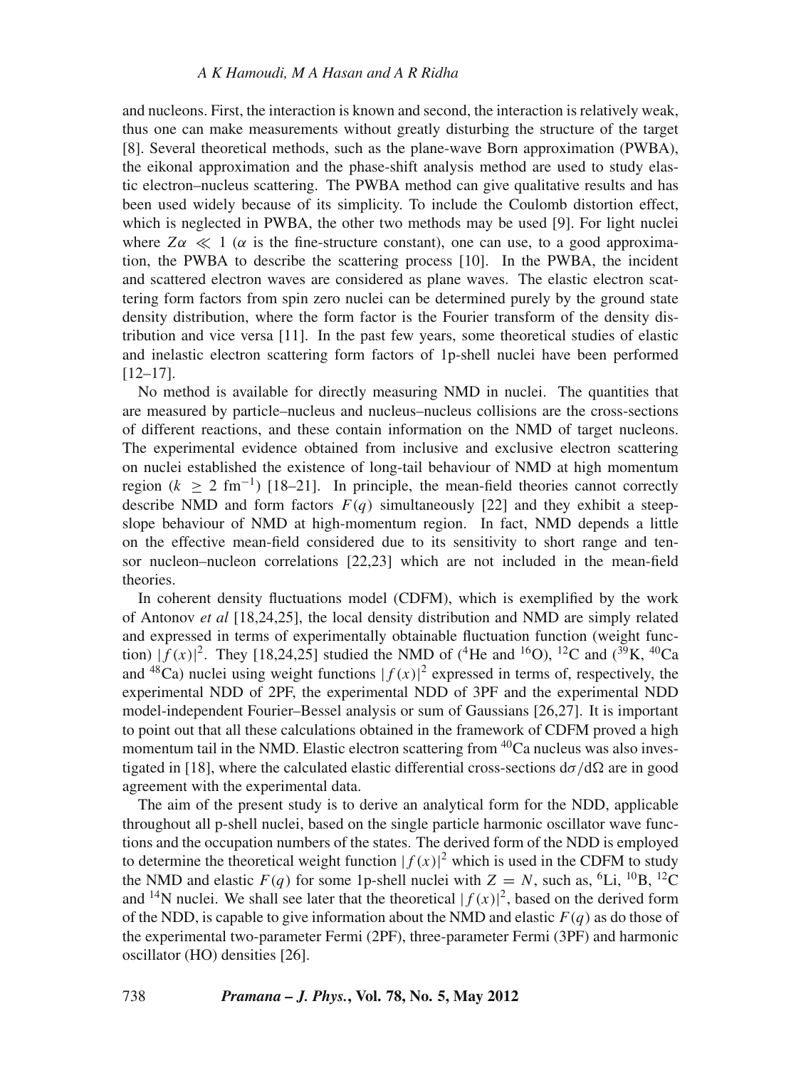and nucleons. First, the interaction is known and second, the interaction is relatively weak, thus one can make measurements without greatly disturbing the structure of the target [8]. Several theoretical methods, such as the plane-wave Born approximation (PWBA), the eikonal approximation and the phase-shift analysis method are used to study elastic electron–nucleus scattering. The PWBA method can give qualitative results and has been used widely because of its simplicity. To include the Coulomb distortion effect, which is neglected in PWBA, the other two methods may be used [9]. For light nuclei where $Z\alpha \ll 1$ ($\alpha$ is the fine-structure constant), one can use, to a good approximation, the PWBA to describe the scattering process [10]. In the PWBA, the incident and scattered electron waves are considered as plane waves. The elastic electron scattering form factors from spin zero nuclei can be determined purely by the ground state density distribution, where the form factor is the Fourier transform of the density distribution and vice versa [11]. In the past few years, some theoretical studies of elastic and inelastic electron scattering form factors of 1p-shell nuclei have been performed [12–17].

No method is available for directly measuring NMD in nuclei. The quantities that are measured by particle–nucleus and nucleus–nucleus collisions are the cross-sections of different reactions, and these contain information on the NMD of target nucleons. The experimental evidence obtained from inclusive and exclusive electron scattering on nuclei established the existence of long-tail behaviour of NMD at high momentum region ($k \geq 2$ fm$^{-1}$) [18–21]. In principle, the mean-field theories cannot correctly describe NMD and form factors $F(q)$ simultaneously [22] and they exhibit a steep-slope behaviour of NMD at high-momentum region. In fact, NMD depends a little on the effective mean-field considered due to its sensitivity to short range and tensor nucleon–nucleon correlations [22,23] which are not included in the mean-field theories.

In coherent density fluctuations model (CDFM), which is exemplified by the work of Antonov *et al* [18,24,25], the local density distribution and NMD are simply related and expressed in terms of experimentally obtainable fluctuation function (weight function) $|f(x)|^2$. They [18,24,25] studied the NMD of ($^4$He and $^{16}$O), $^{12}$C and ($^{39}$K, $^{40}$Ca and $^{48}$Ca) nuclei using weight functions $|f(x)|^2$ expressed in terms of, respectively, the experimental NDD of 2PF, the experimental NDD of 3PF and the experimental NDD model-independent Fourier–Bessel analysis or sum of Gaussians [26,27]. It is important to point out that all these calculations obtained in the framework of CDFM proved a high momentum tail in the NMD. Elastic electron scattering from $^{40}$Ca nucleus was also investigated in [18], where the calculated elastic differential cross-sections $d\sigma/d\Omega$ are in good agreement with the experimental data.

The aim of the present study is to derive an analytical form for the NDD, applicable throughout all p-shell nuclei, based on the single particle harmonic oscillator wave functions and the occupation numbers of the states. The derived form of the NDD is employed to determine the theoretical weight function $|f(x)|^2$ which is used in the CDFM to study the NMD and elastic $F(q)$ for some 1p-shell nuclei with $Z = N$, such as, $^6$Li, $^{10}$B, $^{12}$C and $^{14}$N nuclei. We shall see later that the theoretical $|f(x)|^2$, based on the derived form of the NDD, is capable to give information about the NMD and elastic $F(q)$ as do those of the experimental two-parameter Fermi (2PF), three-parameter Fermi (3PF) and harmonic oscillator (HO) densities [26].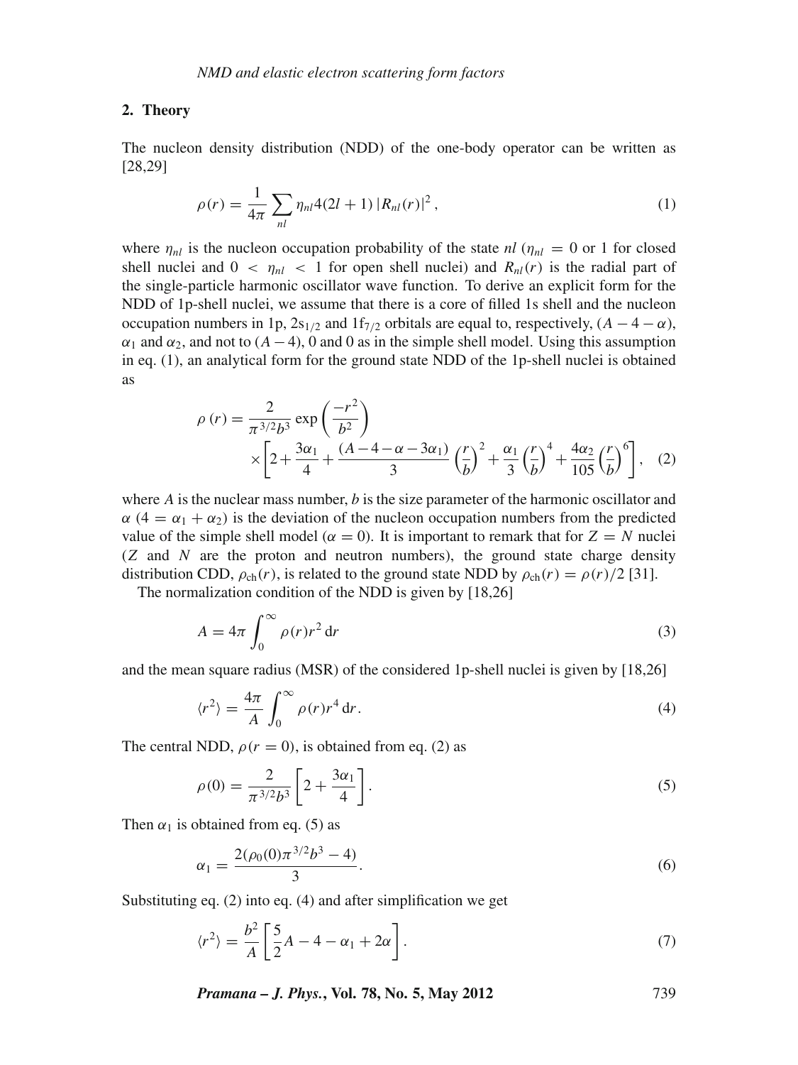## 2. Theory

The nucleon density distribution (NDD) of the one-body operator can be written as [28,29]

$$\rho(r) = \frac{1}{4\pi} \sum_{nl} \eta_{nl} 4(2l+1) |R_{nl}(r)|^2 , \tag{1}$$

where $\eta_{nl}$ is the nucleon occupation probability of the state $nl$ ($\eta_{nl} = 0$ or 1 for closed shell nuclei and $0 < \eta_{nl} < 1$ for open shell nuclei) and $R_{nl}(r)$ is the radial part of the single-particle harmonic oscillator wave function. To derive an explicit form for the NDD of 1p-shell nuclei, we assume that there is a core of filled 1s shell and the nucleon occupation numbers in 1p, $2s_{1/2}$ and $1f_{7/2}$ orbitals are equal to, respectively, $(A-4-\alpha)$, $\alpha_1$ and $\alpha_2$, and not to $(A-4)$, 0 and 0 as in the simple shell model. Using this assumption in eq. (1), an analytical form for the ground state NDD of the 1p-shell nuclei is obtained as

$$\rho(r) = \frac{2}{\pi^{3/2} b^3} \exp\left(\frac{-r^2}{b^2}\right) \times \left[2 + \frac{3\alpha_1}{4} + \frac{(A-4-\alpha-3\alpha_1)}{3}\left(\frac{r}{b}\right)^2 + \frac{\alpha_1}{3}\left(\frac{r}{b}\right)^4 + \frac{4\alpha_2}{105}\left(\frac{r}{b}\right)^6\right], \tag{2}$$

where $A$ is the nuclear mass number, $b$ is the size parameter of the harmonic oscillator and $\alpha$ ($4 = \alpha_1 + \alpha_2$) is the deviation of the nucleon occupation numbers from the predicted value of the simple shell model ($\alpha = 0$). It is important to remark that for $Z = N$ nuclei ($Z$ and $N$ are the proton and neutron numbers), the ground state charge density distribution CDD, $\rho_{\mathrm{ch}}(r)$, is related to the ground state NDD by $\rho_{\mathrm{ch}}(r) = \rho(r)/2$ [31].

The normalization condition of the NDD is given by [18,26]

$$A = 4\pi \int_0^\infty \rho(r) r^2 \, \mathrm{d}r \tag{3}$$

and the mean square radius (MSR) of the considered 1p-shell nuclei is given by [18,26]

$$\langle r^2 \rangle = \frac{4\pi}{A} \int_0^\infty \rho(r) r^4 \, \mathrm{d}r. \tag{4}$$

The central NDD, $\rho(r=0)$, is obtained from eq. (2) as

$$\rho(0) = \frac{2}{\pi^{3/2} b^3}\left[2 + \frac{3\alpha_1}{4}\right]. \tag{5}$$

Then $\alpha_1$ is obtained from eq. (5) as

$$\alpha_1 = \frac{2(\rho_0(0)\pi^{3/2} b^3 - 4)}{3}. \tag{6}$$

Substituting eq. (2) into eq. (4) and after simplification we get

$$\langle r^2 \rangle = \frac{b^2}{A}\left[\frac{5}{2}A - 4 - \alpha_1 + 2\alpha\right]. \tag{7}$$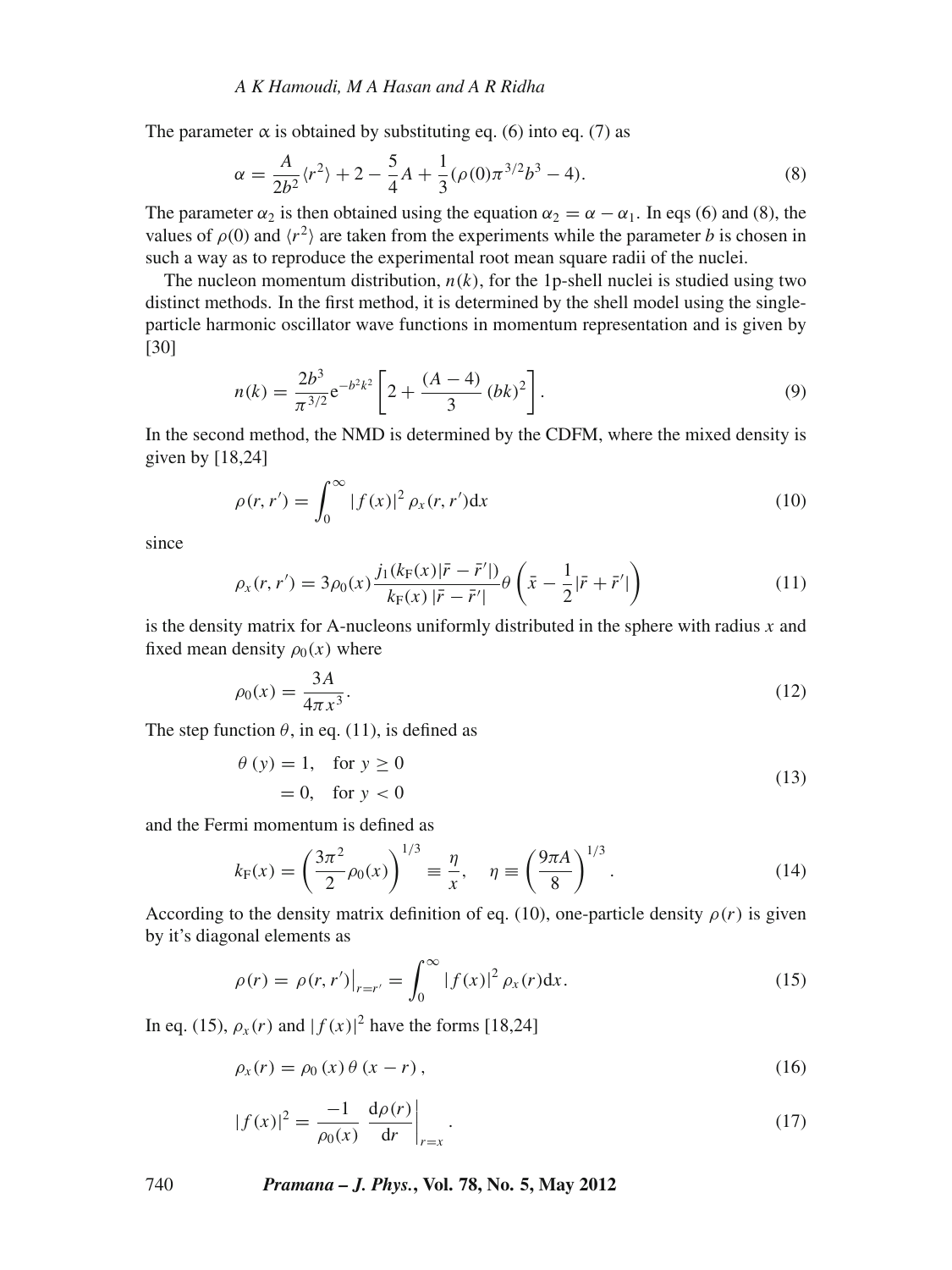The parameter $\alpha$ is obtained by substituting eq. (6) into eq. (7) as

$$\alpha = \frac{A}{2b^2}\langle r^2\rangle + 2 - \frac{5}{4}A + \frac{1}{3}(\rho(0)\pi^{3/2}b^3 - 4). \tag{8}$$

The parameter $\alpha_2$ is then obtained using the equation $\alpha_2 = \alpha - \alpha_1$. In eqs (6) and (8), the values of $\rho(0)$ and $\langle r^2\rangle$ are taken from the experiments while the parameter $b$ is chosen in such a way as to reproduce the experimental root mean square radii of the nuclei.

The nucleon momentum distribution, $n(k)$, for the 1p-shell nuclei is studied using two distinct methods. In the first method, it is determined by the shell model using the single-particle harmonic oscillator wave functions in momentum representation and is given by [30]

$$n(k) = \frac{2b^3}{\pi^{3/2}} \mathrm{e}^{-b^2k^2} \left[2 + \frac{(A-4)}{3}(bk)^2\right]. \tag{9}$$

In the second method, the NMD is determined by the CDFM, where the mixed density is given by [18,24]

$$\rho(r, r') = \int_0^\infty |f(x)|^2 \rho_x(r, r')\mathrm{d}x \tag{10}$$

since

$$\rho_x(r, r') = 3\rho_0(x) \frac{j_1(k_{\mathrm{F}}(x)|\bar{r} - \bar{r}'|)}{k_{\mathrm{F}}(x)\,|\bar{r} - \bar{r}'|} \theta\left(\bar{x} - \frac{1}{2}|\bar{r} + \bar{r}'|\right) \tag{11}$$

is the density matrix for A-nucleons uniformly distributed in the sphere with radius $x$ and fixed mean density $\rho_0(x)$ where

$$\rho_0(x) = \frac{3A}{4\pi x^3}. \tag{12}$$

The step function $\theta$, in eq. (11), is defined as

$$\begin{aligned} \theta\,(y) &= 1, \quad \text{for } y \geq 0 \\ &= 0, \quad \text{for } y < 0 \end{aligned} \tag{13}$$

and the Fermi momentum is defined as

$$k_{\mathrm{F}}(x) = \left(\frac{3\pi^2}{2}\rho_0(x)\right)^{1/3} \equiv \frac{\eta}{x}, \quad \eta \equiv \left(\frac{9\pi A}{8}\right)^{1/3}. \tag{14}$$

According to the density matrix definition of eq. (10), one-particle density $\rho(r)$ is given by it's diagonal elements as

$$\rho(r) = \rho(r, r')\big|_{r=r'} = \int_0^\infty |f(x)|^2 \rho_x(r)\mathrm{d}x. \tag{15}$$

In eq. (15), $\rho_x(r)$ and $|f(x)|^2$ have the forms [18,24]

$$\rho_x(r) = \rho_0\,(x)\,\theta\,(x - r)\,, \tag{16}$$

$$|f(x)|^2 = \frac{-1}{\rho_0(x)} \left.\frac{\mathrm{d}\rho(r)}{\mathrm{d}r}\right|_{r=x}. \tag{17}$$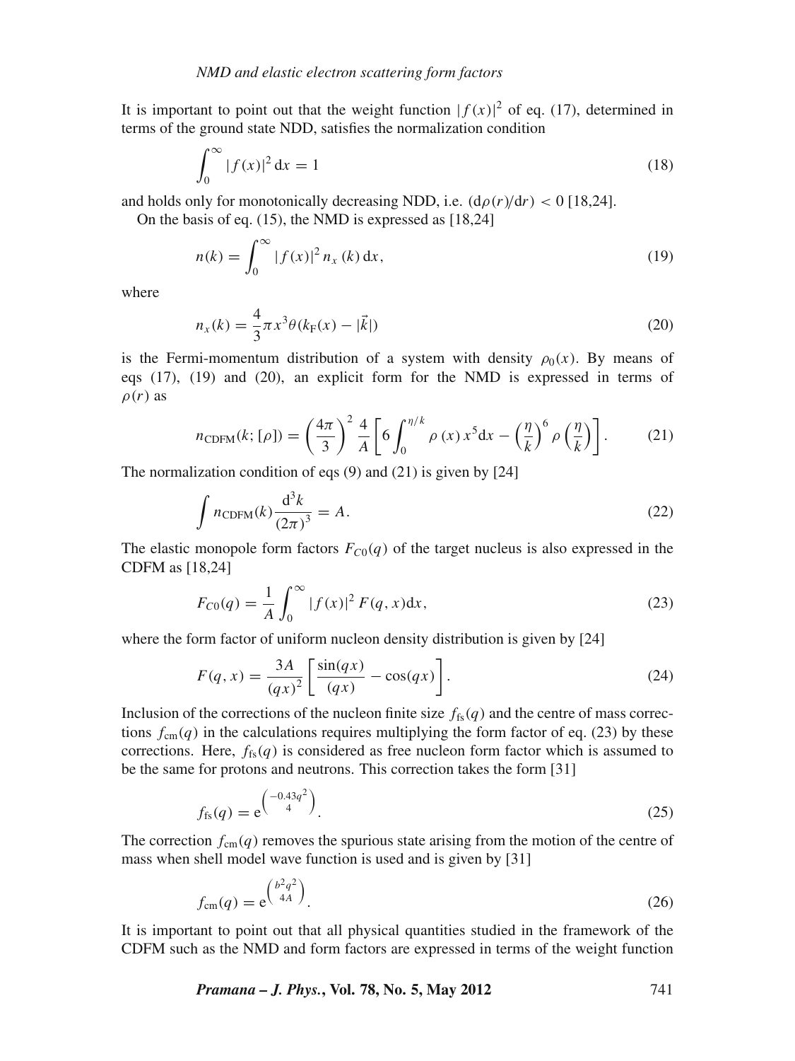It is important to point out that the weight function $|f(x)|^2$ of eq. (17), determined in terms of the ground state NDD, satisfies the normalization condition

$$\int_0^\infty |f(x)|^2 \, dx = 1 \tag{18}$$

and holds only for monotonically decreasing NDD, i.e. $(d\rho(r)/dr) < 0$ [18,24].

On the basis of eq. (15), the NMD is expressed as [18,24]

$$n(k) = \int_0^\infty |f(x)|^2 \, n_x(k) \, dx, \tag{19}$$

where

$$n_x(k) = \frac{4}{3}\pi x^3 \theta(k_F(x) - |\vec{k}|) \tag{20}$$

is the Fermi-momentum distribution of a system with density $\rho_0(x)$. By means of eqs (17), (19) and (20), an explicit form for the NMD is expressed in terms of $\rho(r)$ as

$$n_{\text{CDFM}}(k; [\rho]) = \left(\frac{4\pi}{3}\right)^2 \frac{4}{A} \left[ 6 \int_0^{\eta/k} \rho(x) \, x^5 dx - \left(\frac{\eta}{k}\right)^6 \rho\left(\frac{\eta}{k}\right) \right]. \tag{21}$$

The normalization condition of eqs (9) and (21) is given by [24]

$$\int n_{\text{CDFM}}(k) \frac{d^3k}{(2\pi)^3} = A. \tag{22}$$

The elastic monopole form factors $F_{C0}(q)$ of the target nucleus is also expressed in the CDFM as [18,24]

$$F_{C0}(q) = \frac{1}{A} \int_0^\infty |f(x)|^2 \, F(q, x) dx, \tag{23}$$

where the form factor of uniform nucleon density distribution is given by [24]

$$F(q, x) = \frac{3A}{(qx)^2} \left[ \frac{\sin(qx)}{(qx)} - \cos(qx) \right]. \tag{24}$$

Inclusion of the corrections of the nucleon finite size $f_{\text{fs}}(q)$ and the centre of mass corrections $f_{\text{cm}}(q)$ in the calculations requires multiplying the form factor of eq. (23) by these corrections. Here, $f_{\text{fs}}(q)$ is considered as free nucleon form factor which is assumed to be the same for protons and neutrons. This correction takes the form [31]

$$f_{\text{fs}}(q) = e^{\left(\frac{-0.43q^2}{4}\right)}. \tag{25}$$

The correction $f_{\text{cm}}(q)$ removes the spurious state arising from the motion of the centre of mass when shell model wave function is used and is given by [31]

$$f_{\text{cm}}(q) = e^{\left(\frac{b^2q^2}{4A}\right)}. \tag{26}$$

It is important to point out that all physical quantities studied in the framework of the CDFM such as the NMD and form factors are expressed in terms of the weight function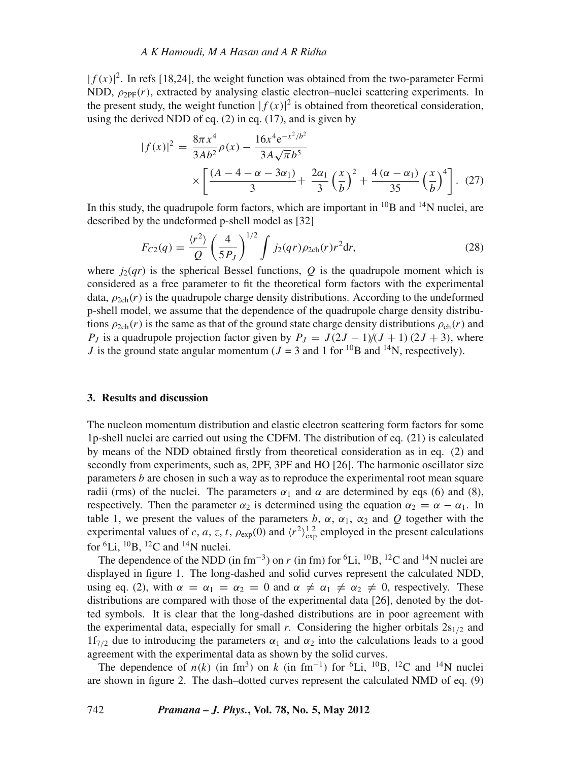$|f(x)|^2$. In refs [18,24], the weight function was obtained from the two-parameter Fermi NDD, $\rho_{2PF}(r)$, extracted by analysing elastic electron–nuclei scattering experiments. In the present study, the weight function $|f(x)|^2$ is obtained from theoretical consideration, using the derived NDD of eq. (2) in eq. (17), and is given by

$$|f(x)|^2 = \frac{8\pi x^4}{3Ab^2}\rho(x) - \frac{16x^4 e^{-x^2/b^2}}{3A\sqrt{\pi}b^5} \times \left[\frac{(A-4-\alpha-3\alpha_1)}{3} + \frac{2\alpha_1}{3}\left(\frac{x}{b}\right)^2 + \frac{4(\alpha-\alpha_1)}{35}\left(\frac{x}{b}\right)^4\right]. \quad (27)$$

In this study, the quadrupole form factors, which are important in $^{10}$B and $^{14}$N nuclei, are described by the undeformed p-shell model as [32]

$$F_{C2}(q) = \frac{\langle r^2 \rangle}{Q}\left(\frac{4}{5P_J}\right)^{1/2} \int j_2(qr)\rho_{2\text{ch}}(r)r^2 \mathrm{d}r, \quad (28)$$

where $j_2(qr)$ is the spherical Bessel functions, $Q$ is the quadrupole moment which is considered as a free parameter to fit the theoretical form factors with the experimental data, $\rho_{2\text{ch}}(r)$ is the quadrupole charge density distributions. According to the undeformed p-shell model, we assume that the dependence of the quadrupole charge density distributions $\rho_{2\text{ch}}(r)$ is the same as that of the ground state charge density distributions $\rho_{\text{ch}}(r)$ and $P_J$ is a quadrupole projection factor given by $P_J = J(2J-1)/(J+1)(2J+3)$, where $J$ is the ground state angular momentum ($J$ = 3 and 1 for $^{10}$B and $^{14}$N, respectively).

## 3. Results and discussion

The nucleon momentum distribution and elastic electron scattering form factors for some 1p-shell nuclei are carried out using the CDFM. The distribution of eq. (21) is calculated by means of the NDD obtained firstly from theoretical consideration as in eq. (2) and secondly from experiments, such as, 2PF, 3PF and HO [26]. The harmonic oscillator size parameters $b$ are chosen in such a way as to reproduce the experimental root mean square radii (rms) of the nuclei. The parameters $\alpha_1$ and $\alpha$ are determined by eqs (6) and (8), respectively. Then the parameter $\alpha_2$ is determined using the equation $\alpha_2 = \alpha - \alpha_1$. In table 1, we present the values of the parameters $b$, $\alpha$, $\alpha_1$, $\alpha_2$ and $Q$ together with the experimental values of $c$, $a$, $z$, $t$, $\rho_{\text{exp}}(0)$ and $\langle r^2 \rangle^{1/2}_{\text{exp}}$ employed in the present calculations for $^{6}$Li, $^{10}$B, $^{12}$C and $^{14}$N nuclei.

The dependence of the NDD (in fm$^{-3}$) on $r$ (in fm) for $^{6}$Li, $^{10}$B, $^{12}$C and $^{14}$N nuclei are displayed in figure 1. The long-dashed and solid curves represent the calculated NDD, using eq. (2), with $\alpha = \alpha_1 = \alpha_2 = 0$ and $\alpha \neq \alpha_1 \neq \alpha_2 \neq 0$, respectively. These distributions are compared with those of the experimental data [26], denoted by the dotted symbols. It is clear that the long-dashed distributions are in poor agreement with the experimental data, especially for small $r$. Considering the higher orbitals $2s_{1/2}$ and $1f_{7/2}$ due to introducing the parameters $\alpha_1$ and $\alpha_2$ into the calculations leads to a good agreement with the experimental data as shown by the solid curves.

The dependence of $n(k)$ (in fm$^3$) on $k$ (in fm$^{-1}$) for $^{6}$Li, $^{10}$B, $^{12}$C and $^{14}$N nuclei are shown in figure 2. The dash–dotted curves represent the calculated NMD of eq. (9)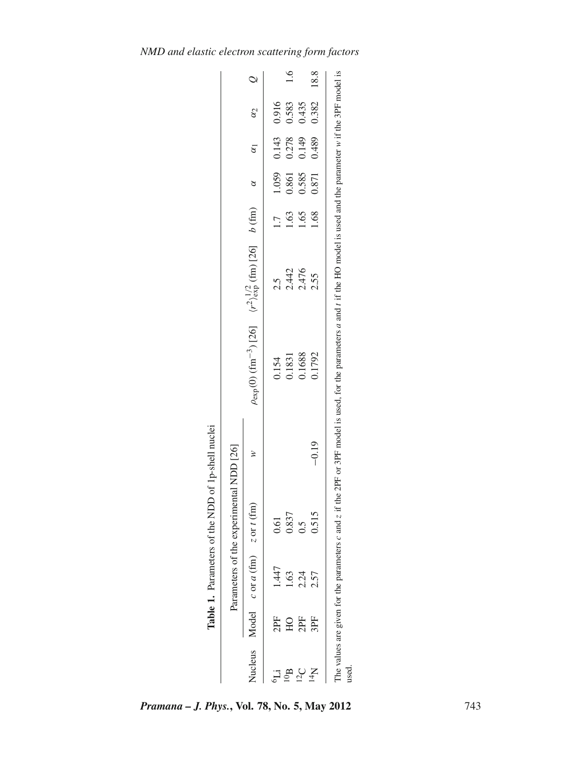**Table 1.** Parameters of the NDD of 1p-shell nuclei

| Nucleus | Parameters of the experimental NDD [26] | | | | $\rho_{\exp}(0)$ (fm$^{-3}$) [26] | $\langle r^2\rangle_{\exp}^{1/2}$ (fm) [26] | $b$ (fm) | $\alpha$ | $\alpha_1$ | $\alpha_2$ | $Q$ |
|---|---|---|---|---|---|---|---|---|---|---|---|
| | Model | $c$ or $a$ (fm) | $z$ or $t$ (fm) | $w$ | | | | | | | |
| $^6$Li | 2PF | 1.447 | 0.61 | | 0.154 | 2.5 | 1.7 | 1.059 | 0.143 | 0.916 | |
| $^{10}$B | HO | 1.63 | 0.837 | | 0.1831 | 2.442 | 1.63 | 0.861 | 0.278 | 0.583 | 1.6 |
| $^{12}$C | 2PF | 2.24 | 0.5 | | 0.1688 | 2.476 | 1.65 | 0.585 | 0.149 | 0.435 | |
| $^{14}$N | 3PF | 2.57 | 0.515 | −0.19 | 0.1792 | 2.55 | 1.68 | 0.871 | 0.489 | 0.382 | 18.8 |

The values are given for the parameters $c$ and $z$ if the 2PF or 3PF model is used, for the parameters $a$ and $t$ if the HO model is used and the parameter $w$ if the 3PF model is used.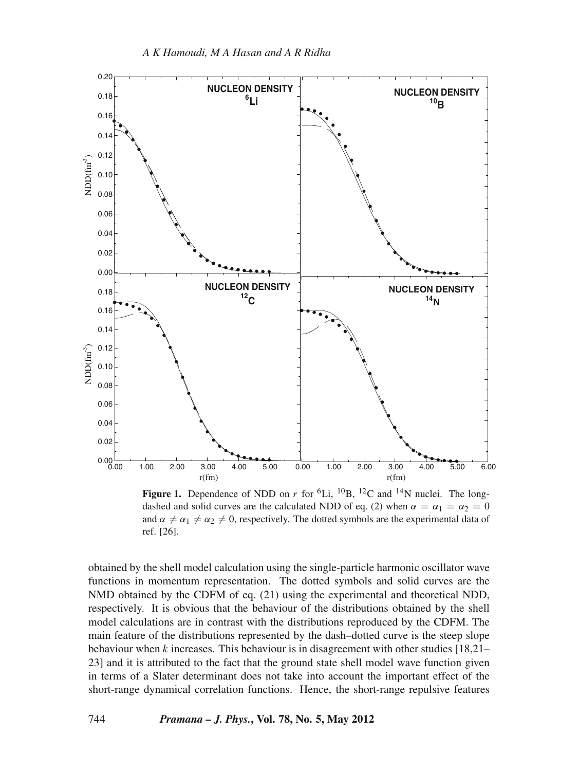**Figure 1.** Dependence of NDD on $r$ for $^6$Li, $^{10}$B, $^{12}$C and $^{14}$N nuclei. The long-dashed and solid curves are the calculated NDD of eq. (2) when $\alpha = \alpha_1 = \alpha_2 = 0$ and $\alpha \neq \alpha_1 \neq \alpha_2 \neq 0$, respectively. The dotted symbols are the experimental data of ref. [26].

obtained by the shell model calculation using the single-particle harmonic oscillator wave functions in momentum representation. The dotted symbols and solid curves are the NMD obtained by the CDFM of eq. (21) using the experimental and theoretical NDD, respectively. It is obvious that the behaviour of the distributions obtained by the shell model calculations are in contrast with the distributions reproduced by the CDFM. The main feature of the distributions represented by the dash–dotted curve is the steep slope behaviour when $k$ increases. This behaviour is in disagreement with other studies [18,21–23] and it is attributed to the fact that the ground state shell model wave function given in terms of a Slater determinant does not take into account the important effect of the short-range dynamical correlation functions. Hence, the short-range repulsive features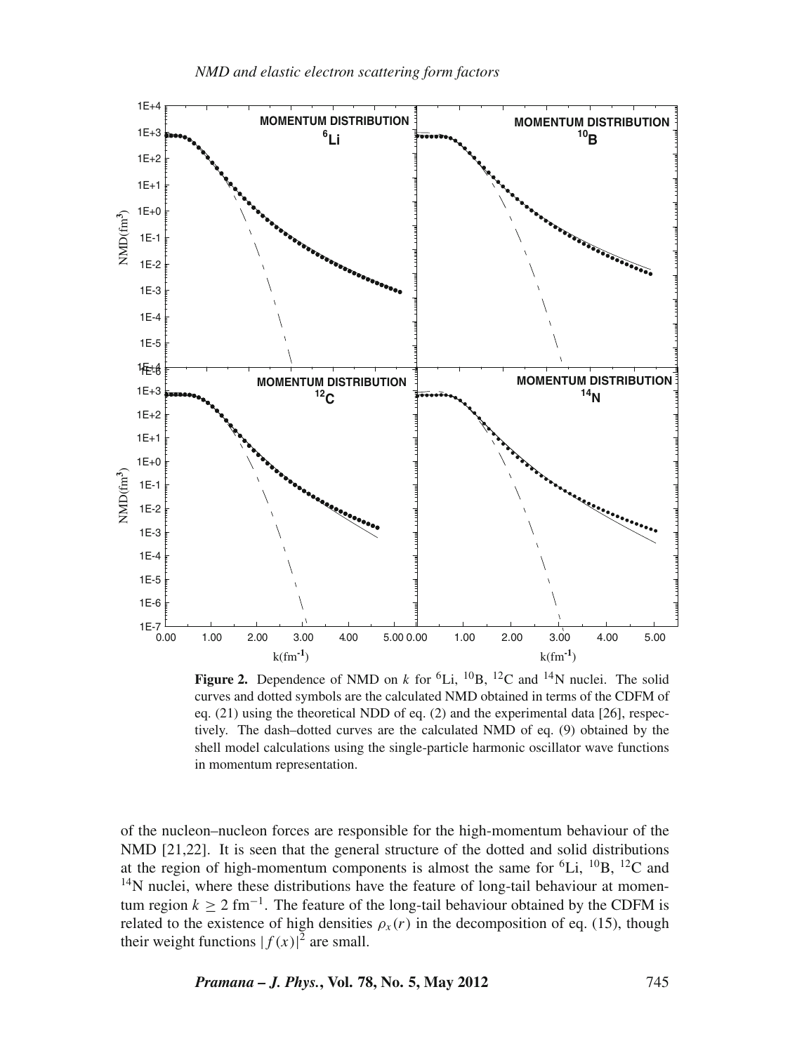**Figure 2.** Dependence of NMD on $k$ for $^6$Li, $^{10}$B, $^{12}$C and $^{14}$N nuclei. The solid curves and dotted symbols are the calculated NMD obtained in terms of the CDFM of eq. (21) using the theoretical NDD of eq. (2) and the experimental data [26], respectively. The dash–dotted curves are the calculated NMD of eq. (9) obtained by the shell model calculations using the single-particle harmonic oscillator wave functions in momentum representation.

of the nucleon–nucleon forces are responsible for the high-momentum behaviour of the NMD [21,22]. It is seen that the general structure of the dotted and solid distributions at the region of high-momentum components is almost the same for $^6$Li, $^{10}$B, $^{12}$C and $^{14}$N nuclei, where these distributions have the feature of long-tail behaviour at momentum region $k \geq 2$ fm$^{-1}$. The feature of the long-tail behaviour obtained by the CDFM is related to the existence of high densities $\rho_x(r)$ in the decomposition of eq. (15), though their weight functions $|f(x)|^2$ are small.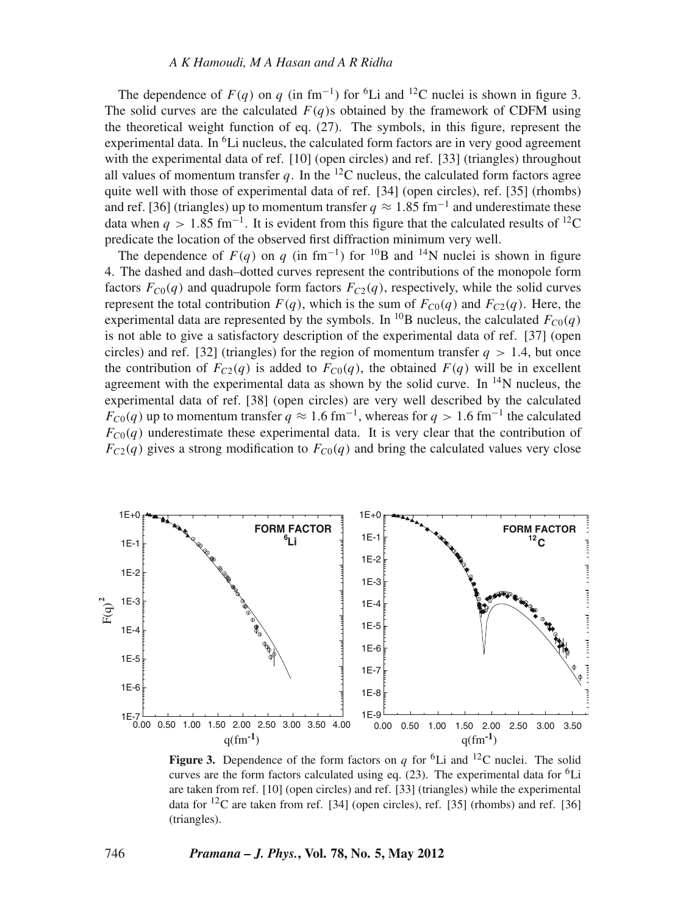The dependence of $F(q)$ on $q$ (in $\text{fm}^{-1}$) for $^6\text{Li}$ and $^{12}\text{C}$ nuclei is shown in figure 3. The solid curves are the calculated $F(q)$s obtained by the framework of CDFM using the theoretical weight function of eq. (27). The symbols, in this figure, represent the experimental data. In $^6\text{Li}$ nucleus, the calculated form factors are in very good agreement with the experimental data of ref. [10] (open circles) and ref. [33] (triangles) throughout all values of momentum transfer $q$. In the $^{12}\text{C}$ nucleus, the calculated form factors agree quite well with those of experimental data of ref. [34] (open circles), ref. [35] (rhombs) and ref. [36] (triangles) up to momentum transfer $q \approx 1.85\ \text{fm}^{-1}$ and underestimate these data when $q > 1.85\ \text{fm}^{-1}$. It is evident from this figure that the calculated results of $^{12}\text{C}$ predicate the location of the observed first diffraction minimum very well.

The dependence of $F(q)$ on $q$ (in $\text{fm}^{-1}$) for $^{10}\text{B}$ and $^{14}\text{N}$ nuclei is shown in figure 4. The dashed and dash–dotted curves represent the contributions of the monopole form factors $F_{C0}(q)$ and quadrupole form factors $F_{C2}(q)$, respectively, while the solid curves represent the total contribution $F(q)$, which is the sum of $F_{C0}(q)$ and $F_{C2}(q)$. Here, the experimental data are represented by the symbols. In $^{10}\text{B}$ nucleus, the calculated $F_{C0}(q)$ is not able to give a satisfactory description of the experimental data of ref. [37] (open circles) and ref. [32] (triangles) for the region of momentum transfer $q > 1.4$, but once the contribution of $F_{C2}(q)$ is added to $F_{C0}(q)$, the obtained $F(q)$ will be in excellent agreement with the experimental data as shown by the solid curve. In $^{14}\text{N}$ nucleus, the experimental data of ref. [38] (open circles) are very well described by the calculated $F_{C0}(q)$ up to momentum transfer $q \approx 1.6\ \text{fm}^{-1}$, whereas for $q > 1.6\ \text{fm}^{-1}$ the calculated $F_{C0}(q)$ underestimate these experimental data. It is very clear that the contribution of $F_{C2}(q)$ gives a strong modification to $F_{C0}(q)$ and bring the calculated values very close

**Figure 3.** Dependence of the form factors on $q$ for $^6\text{Li}$ and $^{12}\text{C}$ nuclei. The solid curves are the form factors calculated using eq. (23). The experimental data for $^6\text{Li}$ are taken from ref. [10] (open circles) and ref. [33] (triangles) while the experimental data for $^{12}\text{C}$ are taken from ref. [34] (open circles), ref. [35] (rhombs) and ref. [36] (triangles).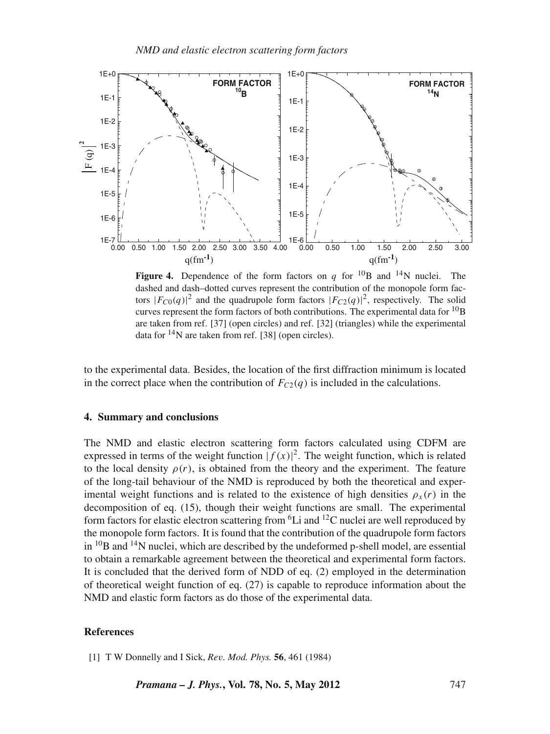**Figure 4.** Dependence of the form factors on $q$ for $^{10}$B and $^{14}$N nuclei. The dashed and dash–dotted curves represent the contribution of the monopole form factors $|F_{C0}(q)|^2$ and the quadrupole form factors $|F_{C2}(q)|^2$, respectively. The solid curves represent the form factors of both contributions. The experimental data for $^{10}$B are taken from ref. [37] (open circles) and ref. [32] (triangles) while the experimental data for $^{14}$N are taken from ref. [38] (open circles).

to the experimental data. Besides, the location of the first diffraction minimum is located in the correct place when the contribution of $F_{C2}(q)$ is included in the calculations.

## 4. Summary and conclusions

The NMD and elastic electron scattering form factors calculated using CDFM are expressed in terms of the weight function $|f(x)|^2$. The weight function, which is related to the local density $\rho(r)$, is obtained from the theory and the experiment. The feature of the long-tail behaviour of the NMD is reproduced by both the theoretical and experimental weight functions and is related to the existence of high densities $\rho_x(r)$ in the decomposition of eq. (15), though their weight functions are small. The experimental form factors for elastic electron scattering from $^6$Li and $^{12}$C nuclei are well reproduced by the monopole form factors. It is found that the contribution of the quadrupole form factors in $^{10}$B and $^{14}$N nuclei, which are described by the undeformed p-shell model, are essential to obtain a remarkable agreement between the theoretical and experimental form factors. It is concluded that the derived form of NDD of eq. (2) employed in the determination of theoretical weight function of eq. (27) is capable to reproduce information about the NMD and elastic form factors as do those of the experimental data.

## References

[1] T W Donnelly and I Sick, *Rev. Mod. Phys.* **56**, 461 (1984)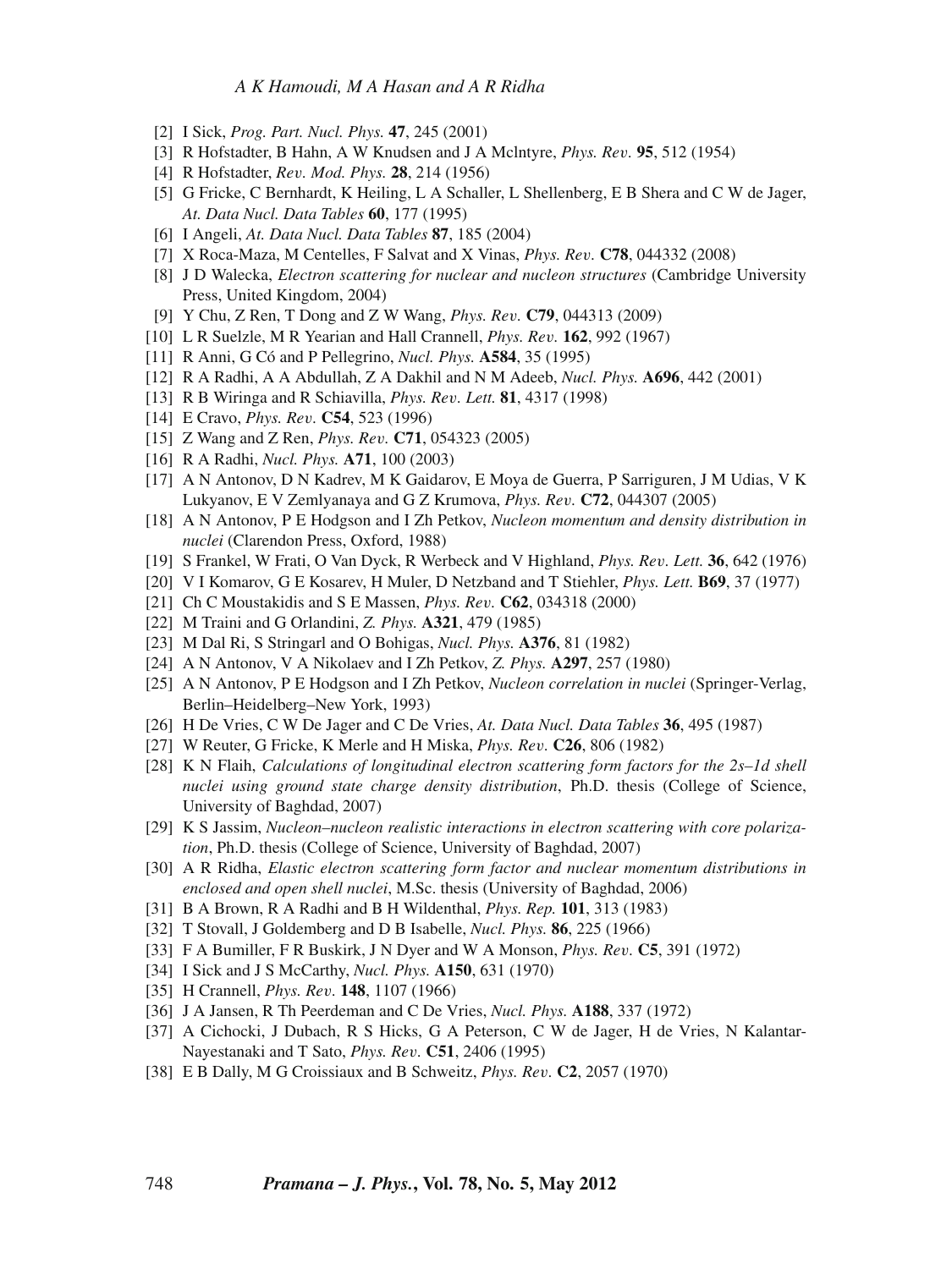[2] I Sick, *Prog. Part. Nucl. Phys.* **47**, 245 (2001)

[3] R Hofstadter, B Hahn, A W Knudsen and J A Mclntyre, *Phys. Rev.* **95**, 512 (1954)

[4] R Hofstadter, *Rev. Mod. Phys.* **28**, 214 (1956)

[5] G Fricke, C Bernhardt, K Heiling, L A Schaller, L Shellenberg, E B Shera and C W de Jager, *At. Data Nucl. Data Tables* **60**, 177 (1995)

[6] I Angeli, *At. Data Nucl. Data Tables* **87**, 185 (2004)

[7] X Roca-Maza, M Centelles, F Salvat and X Vinas, *Phys. Rev.* **C78**, 044332 (2008)

[8] J D Walecka, *Electron scattering for nuclear and nucleon structures* (Cambridge University Press, United Kingdom, 2004)

[9] Y Chu, Z Ren, T Dong and Z W Wang, *Phys. Rev.* **C79**, 044313 (2009)

[10] L R Suelzle, M R Yearian and Hall Crannell, *Phys. Rev.* **162**, 992 (1967)

[11] R Anni, G Có and P Pellegrino, *Nucl. Phys.* **A584**, 35 (1995)

[12] R A Radhi, A A Abdullah, Z A Dakhil and N M Adeeb, *Nucl. Phys.* **A696**, 442 (2001)

[13] R B Wiringa and R Schiavilla, *Phys. Rev. Lett.* **81**, 4317 (1998)

[14] E Cravo, *Phys. Rev.* **C54**, 523 (1996)

[15] Z Wang and Z Ren, *Phys. Rev.* **C71**, 054323 (2005)

[16] R A Radhi, *Nucl. Phys.* **A71**, 100 (2003)

[17] A N Antonov, D N Kadrev, M K Gaidarov, E Moya de Guerra, P Sarriguren, J M Udias, V K Lukyanov, E V Zemlyanaya and G Z Krumova, *Phys. Rev.* **C72**, 044307 (2005)

[18] A N Antonov, P E Hodgson and I Zh Petkov, *Nucleon momentum and density distribution in nuclei* (Clarendon Press, Oxford, 1988)

[19] S Frankel, W Frati, O Van Dyck, R Werbeck and V Highland, *Phys. Rev. Lett.* **36**, 642 (1976)

[20] V I Komarov, G E Kosarev, H Muler, D Netzband and T Stiehler, *Phys. Lett.* **B69**, 37 (1977)

[21] Ch C Moustakidis and S E Massen, *Phys. Rev.* **C62**, 034318 (2000)

[22] M Traini and G Orlandini, *Z. Phys.* **A321**, 479 (1985)

[23] M Dal Ri, S Stringarl and O Bohigas, *Nucl. Phys.* **A376**, 81 (1982)

[24] A N Antonov, V A Nikolaev and I Zh Petkov, *Z. Phys.* **A297**, 257 (1980)

[25] A N Antonov, P E Hodgson and I Zh Petkov, *Nucleon correlation in nuclei* (Springer-Verlag, Berlin–Heidelberg–New York, 1993)

[26] H De Vries, C W De Jager and C De Vries, *At. Data Nucl. Data Tables* **36**, 495 (1987)

[27] W Reuter, G Fricke, K Merle and H Miska, *Phys. Rev.* **C26**, 806 (1982)

[28] K N Flaih, *Calculations of longitudinal electron scattering form factors for the 2s–1d shell nuclei using ground state charge density distribution*, Ph.D. thesis (College of Science, University of Baghdad, 2007)

[29] K S Jassim, *Nucleon–nucleon realistic interactions in electron scattering with core polarization*, Ph.D. thesis (College of Science, University of Baghdad, 2007)

[30] A R Ridha, *Elastic electron scattering form factor and nuclear momentum distributions in enclosed and open shell nuclei*, M.Sc. thesis (University of Baghdad, 2006)

[31] B A Brown, R A Radhi and B H Wildenthal, *Phys. Rep.* **101**, 313 (1983)

[32] T Stovall, J Goldemberg and D B Isabelle, *Nucl. Phys.* **86**, 225 (1966)

[33] F A Bumiller, F R Buskirk, J N Dyer and W A Monson, *Phys. Rev.* **C5**, 391 (1972)

[34] I Sick and J S McCarthy, *Nucl. Phys.* **A150**, 631 (1970)

[35] H Crannell, *Phys. Rev.* **148**, 1107 (1966)

[36] J A Jansen, R Th Peerdeman and C De Vries, *Nucl. Phys.* **A188**, 337 (1972)

[37] A Cichocki, J Dubach, R S Hicks, G A Peterson, C W de Jager, H de Vries, N Kalantar-Nayestanaki and T Sato, *Phys. Rev.* **C51**, 2406 (1995)

[38] E B Dally, M G Croissiaux and B Schweitz, *Phys. Rev.* **C2**, 2057 (1970)